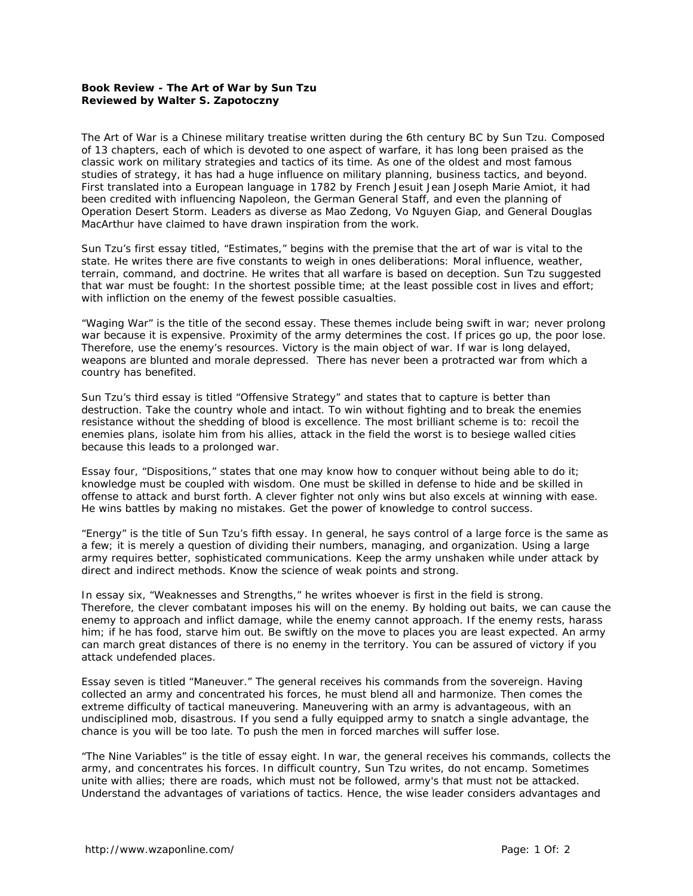**Book Review - The Art of War by Sun Tzu**
**Reviewed by Walter S. Zapotoczny**

The Art of War is a Chinese military treatise written during the 6th century BC by Sun Tzu. Composed of 13 chapters, each of which is devoted to one aspect of warfare, it has long been praised as the classic work on military strategies and tactics of its time. As one of the oldest and most famous studies of strategy, it has had a huge influence on military planning, business tactics, and beyond. First translated into a European language in 1782 by French Jesuit Jean Joseph Marie Amiot, it had been credited with influencing Napoleon, the German General Staff, and even the planning of Operation Desert Storm. Leaders as diverse as Mao Zedong, Vo Nguyen Giap, and General Douglas MacArthur have claimed to have drawn inspiration from the work.

Sun Tzu's first essay titled, "Estimates," begins with the premise that the art of war is vital to the state. He writes there are five constants to weigh in ones deliberations: Moral influence, weather, terrain, command, and doctrine. He writes that all warfare is based on deception. Sun Tzu suggested that war must be fought: In the shortest possible time; at the least possible cost in lives and effort; with infliction on the enemy of the fewest possible casualties.

"Waging War" is the title of the second essay. These themes include being swift in war; never prolong war because it is expensive. Proximity of the army determines the cost. If prices go up, the poor lose. Therefore, use the enemy's resources. Victory is the main object of war. If war is long delayed, weapons are blunted and morale depressed. There has never been a protracted war from which a country has benefited.

Sun Tzu's third essay is titled "Offensive Strategy" and states that to capture is better than destruction. Take the country whole and intact. To win without fighting and to break the enemies resistance without the shedding of blood is excellence. The most brilliant scheme is to: recoil the enemies plans, isolate him from his allies, attack in the field the worst is to besiege walled cities because this leads to a prolonged war.

Essay four, "Dispositions," states that one may know how to conquer without being able to do it; knowledge must be coupled with wisdom. One must be skilled in defense to hide and be skilled in offense to attack and burst forth. A clever fighter not only wins but also excels at winning with ease. He wins battles by making no mistakes. Get the power of knowledge to control success.

"Energy" is the title of Sun Tzu's fifth essay. In general, he says control of a large force is the same as a few; it is merely a question of dividing their numbers, managing, and organization. Using a large army requires better, sophisticated communications. Keep the army unshaken while under attack by direct and indirect methods. Know the science of weak points and strong.

In essay six, "Weaknesses and Strengths," he writes whoever is first in the field is strong. Therefore, the clever combatant imposes his will on the enemy. By holding out baits, we can cause the enemy to approach and inflict damage, while the enemy cannot approach. If the enemy rests, harass him; if he has food, starve him out. Be swiftly on the move to places you are least expected. An army can march great distances of there is no enemy in the territory. You can be assured of victory if you attack undefended places.

Essay seven is titled "Maneuver." The general receives his commands from the sovereign. Having collected an army and concentrated his forces, he must blend all and harmonize. Then comes the extreme difficulty of tactical maneuvering. Maneuvering with an army is advantageous, with an undisciplined mob, disastrous. If you send a fully equipped army to snatch a single advantage, the chance is you will be too late. To push the men in forced marches will suffer lose.

"The Nine Variables" is the title of essay eight. In war, the general receives his commands, collects the army, and concentrates his forces. In difficult country, Sun Tzu writes, do not encamp. Sometimes unite with allies; there are roads, which must not be followed, army's that must not be attacked. Understand the advantages of variations of tactics. Hence, the wise leader considers advantages and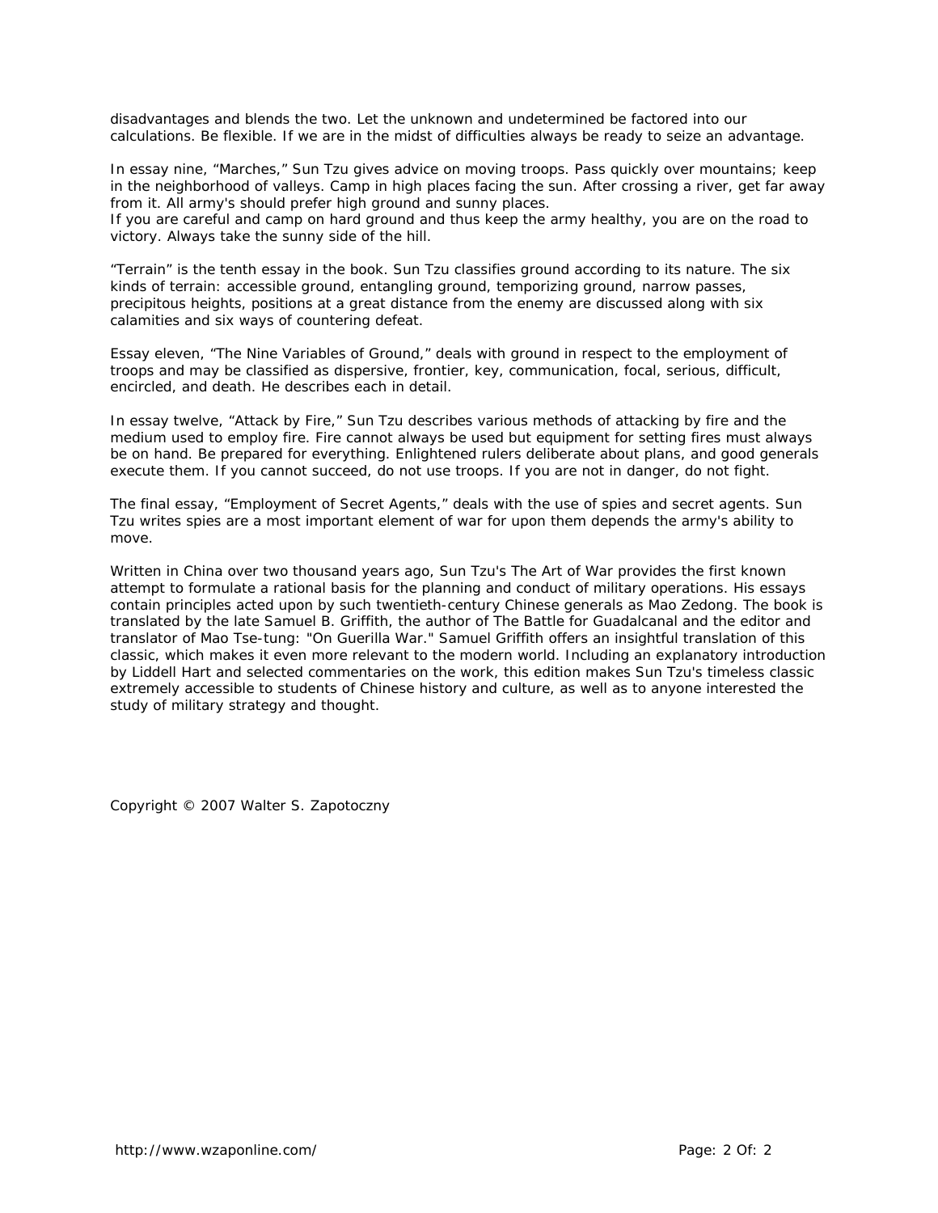disadvantages and blends the two. Let the unknown and undetermined be factored into our calculations. Be flexible. If we are in the midst of difficulties always be ready to seize an advantage.

In essay nine, “Marches,” Sun Tzu gives advice on moving troops. Pass quickly over mountains; keep in the neighborhood of valleys. Camp in high places facing the sun. After crossing a river, get far away from it. All army's should prefer high ground and sunny places.
If you are careful and camp on hard ground and thus keep the army healthy, you are on the road to victory. Always take the sunny side of the hill.

“Terrain” is the tenth essay in the book. Sun Tzu classifies ground according to its nature. The six kinds of terrain: accessible ground, entangling ground, temporizing ground, narrow passes, precipitous heights, positions at a great distance from the enemy are discussed along with six calamities and six ways of countering defeat.

Essay eleven, “The Nine Variables of Ground,” deals with ground in respect to the employment of troops and may be classified as dispersive, frontier, key, communication, focal, serious, difficult, encircled, and death. He describes each in detail.

In essay twelve, “Attack by Fire,” Sun Tzu describes various methods of attacking by fire and the medium used to employ fire. Fire cannot always be used but equipment for setting fires must always be on hand. Be prepared for everything. Enlightened rulers deliberate about plans, and good generals execute them. If you cannot succeed, do not use troops. If you are not in danger, do not fight.

The final essay, “Employment of Secret Agents,” deals with the use of spies and secret agents. Sun Tzu writes spies are a most important element of war for upon them depends the army's ability to move.

Written in China over two thousand years ago, Sun Tzu's The Art of War provides the first known attempt to formulate a rational basis for the planning and conduct of military operations. His essays contain principles acted upon by such twentieth-century Chinese generals as Mao Zedong. The book is translated by the late Samuel B. Griffith, the author of The Battle for Guadalcanal and the editor and translator of Mao Tse-tung: "On Guerilla War." Samuel Griffith offers an insightful translation of this classic, which makes it even more relevant to the modern world. Including an explanatory introduction by Liddell Hart and selected commentaries on the work, this edition makes Sun Tzu's timeless classic extremely accessible to students of Chinese history and culture, as well as to anyone interested the study of military strategy and thought.

Copyright © 2007 Walter S. Zapotoczny

http://www.wzaponline.com/